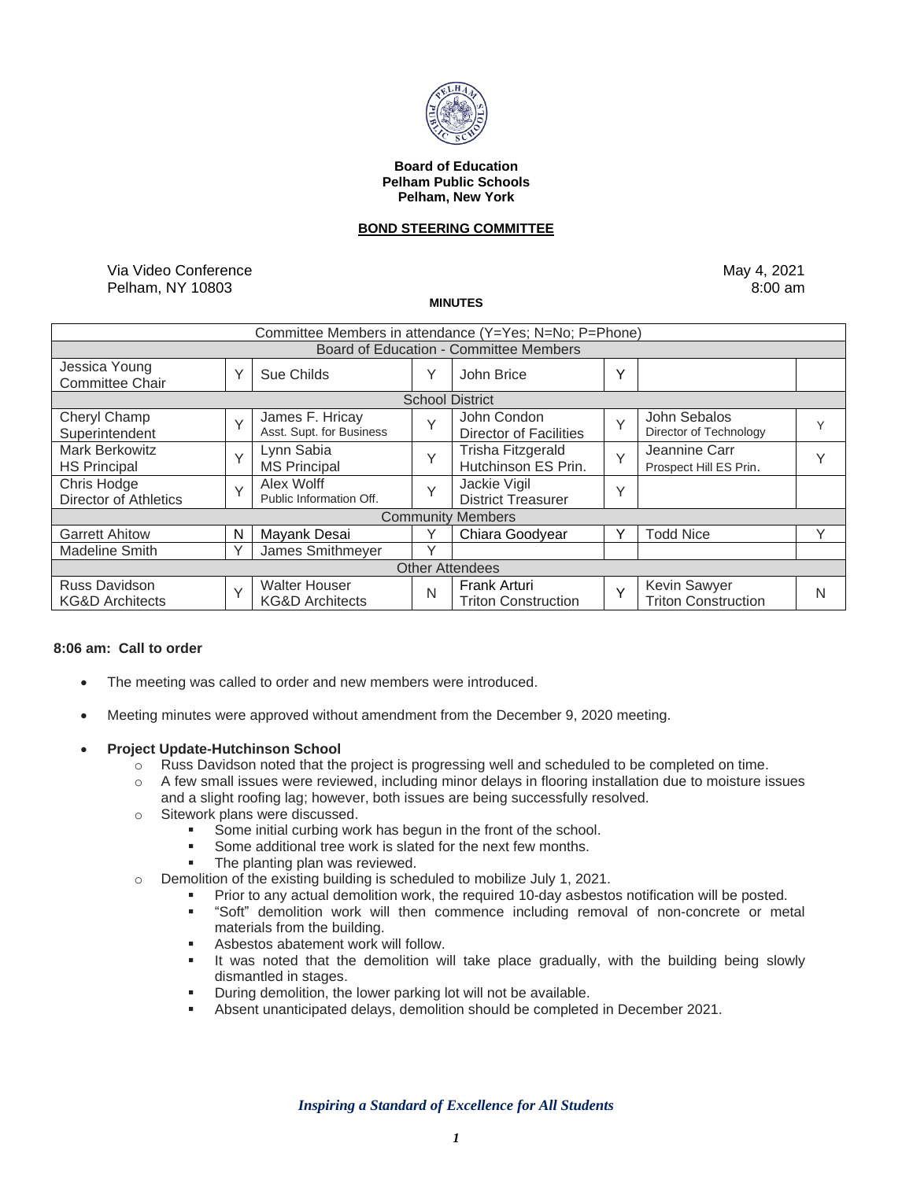**Board of Education**
**Pelham Public Schools**
**Pelham, New York**

**BOND STEERING COMMITTEE**

Via Video Conference
Pelham, NY 10803

May 4, 2021
8:00 am

**MINUTES**

| Committee Members in attendance (Y=Yes; N=No; P=Phone) | | | | | | | |
|---|---|---|---|---|---|---|---|
| **Board of Education - Committee Members** | | | | | | | |
| Jessica Young<br>Committee Chair | Y | Sue Childs | Y | John Brice | Y | | |
| **School District** | | | | | | | |
| Cheryl Champ<br>Superintendent | Y | James F. Hricay<br>Asst. Supt. for Business | Y | John Condon<br>Director of Facilities | Y | John Sebalos<br>Director of Technology | Y |
| Mark Berkowitz<br>HS Principal | Y | Lynn Sabia<br>MS Principal | Y | Trisha Fitzgerald<br>Hutchinson ES Prin. | Y | Jeannine Carr<br>Prospect Hill ES Prin. | Y |
| Chris Hodge<br>Director of Athletics | Y | Alex Wolff<br>Public Information Off. | Y | Jackie Vigil<br>District Treasurer | Y | | |
| **Community Members** | | | | | | | |
| Garrett Ahitow | N | Mayank Desai | Y | Chiara Goodyear | Y | Todd Nice | Y |
| Madeline Smith | Y | James Smithmeyer | Y | | | | |
| **Other Attendees** | | | | | | | |
| Russ Davidson<br>KG&D Architects | Y | Walter Houser<br>KG&D Architects | N | Frank Arturi<br>Triton Construction | Y | Kevin Sawyer<br>Triton Construction | N |

**8:06 am: Call to order**

- The meeting was called to order and new members were introduced.
- Meeting minutes were approved without amendment from the December 9, 2020 meeting.
- **Project Update-Hutchinson School**
  - Russ Davidson noted that the project is progressing well and scheduled to be completed on time.
  - A few small issues were reviewed, including minor delays in flooring installation due to moisture issues and a slight roofing lag; however, both issues are being successfully resolved.
  - Sitework plans were discussed.
    - Some initial curbing work has begun in the front of the school.
    - Some additional tree work is slated for the next few months.
    - The planting plan was reviewed.
  - Demolition of the existing building is scheduled to mobilize July 1, 2021.
    - Prior to any actual demolition work, the required 10-day asbestos notification will be posted.
    - "Soft" demolition work will then commence including removal of non-concrete or metal materials from the building.
    - Asbestos abatement work will follow.
    - It was noted that the demolition will take place gradually, with the building being slowly dismantled in stages.
    - During demolition, the lower parking lot will not be available.
    - Absent unanticipated delays, demolition should be completed in December 2021.

*Inspiring a Standard of Excellence for All Students*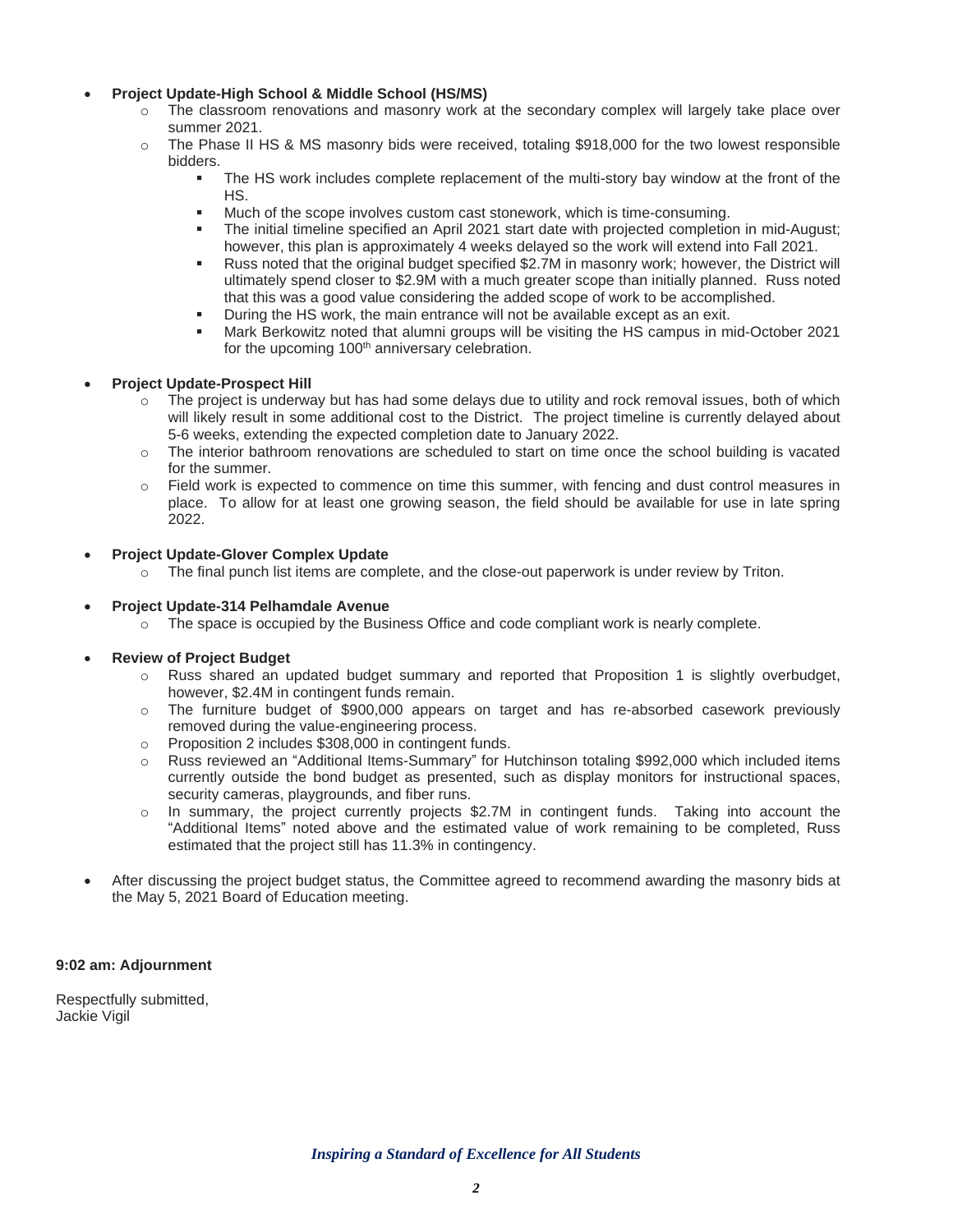- **Project Update-High School & Middle School (HS/MS)**
  - The classroom renovations and masonry work at the secondary complex will largely take place over summer 2021.
  - The Phase II HS & MS masonry bids were received, totaling $918,000 for the two lowest responsible bidders.
    - The HS work includes complete replacement of the multi-story bay window at the front of the HS.
    - Much of the scope involves custom cast stonework, which is time-consuming.
    - The initial timeline specified an April 2021 start date with projected completion in mid-August; however, this plan is approximately 4 weeks delayed so the work will extend into Fall 2021.
    - Russ noted that the original budget specified $2.7M in masonry work; however, the District will ultimately spend closer to $2.9M with a much greater scope than initially planned. Russ noted that this was a good value considering the added scope of work to be accomplished.
    - During the HS work, the main entrance will not be available except as an exit.
    - Mark Berkowitz noted that alumni groups will be visiting the HS campus in mid-October 2021 for the upcoming 100th anniversary celebration.

- **Project Update-Prospect Hill**
  - The project is underway but has had some delays due to utility and rock removal issues, both of which will likely result in some additional cost to the District. The project timeline is currently delayed about 5-6 weeks, extending the expected completion date to January 2022.
  - The interior bathroom renovations are scheduled to start on time once the school building is vacated for the summer.
  - Field work is expected to commence on time this summer, with fencing and dust control measures in place. To allow for at least one growing season, the field should be available for use in late spring 2022.

- **Project Update-Glover Complex Update**
  - The final punch list items are complete, and the close-out paperwork is under review by Triton.

- **Project Update-314 Pelhamdale Avenue**
  - The space is occupied by the Business Office and code compliant work is nearly complete.

- **Review of Project Budget**
  - Russ shared an updated budget summary and reported that Proposition 1 is slightly overbudget, however, $2.4M in contingent funds remain.
  - The furniture budget of $900,000 appears on target and has re-absorbed casework previously removed during the value-engineering process.
  - Proposition 2 includes $308,000 in contingent funds.
  - Russ reviewed an "Additional Items-Summary" for Hutchinson totaling $992,000 which included items currently outside the bond budget as presented, such as display monitors for instructional spaces, security cameras, playgrounds, and fiber runs.
  - In summary, the project currently projects $2.7M in contingent funds. Taking into account the "Additional Items" noted above and the estimated value of work remaining to be completed, Russ estimated that the project still has 11.3% in contingency.

- After discussing the project budget status, the Committee agreed to recommend awarding the masonry bids at the May 5, 2021 Board of Education meeting.

**9:02 am: Adjournment**

Respectfully submitted,
Jackie Vigil

***Inspiring a Standard of Excellence for All Students***